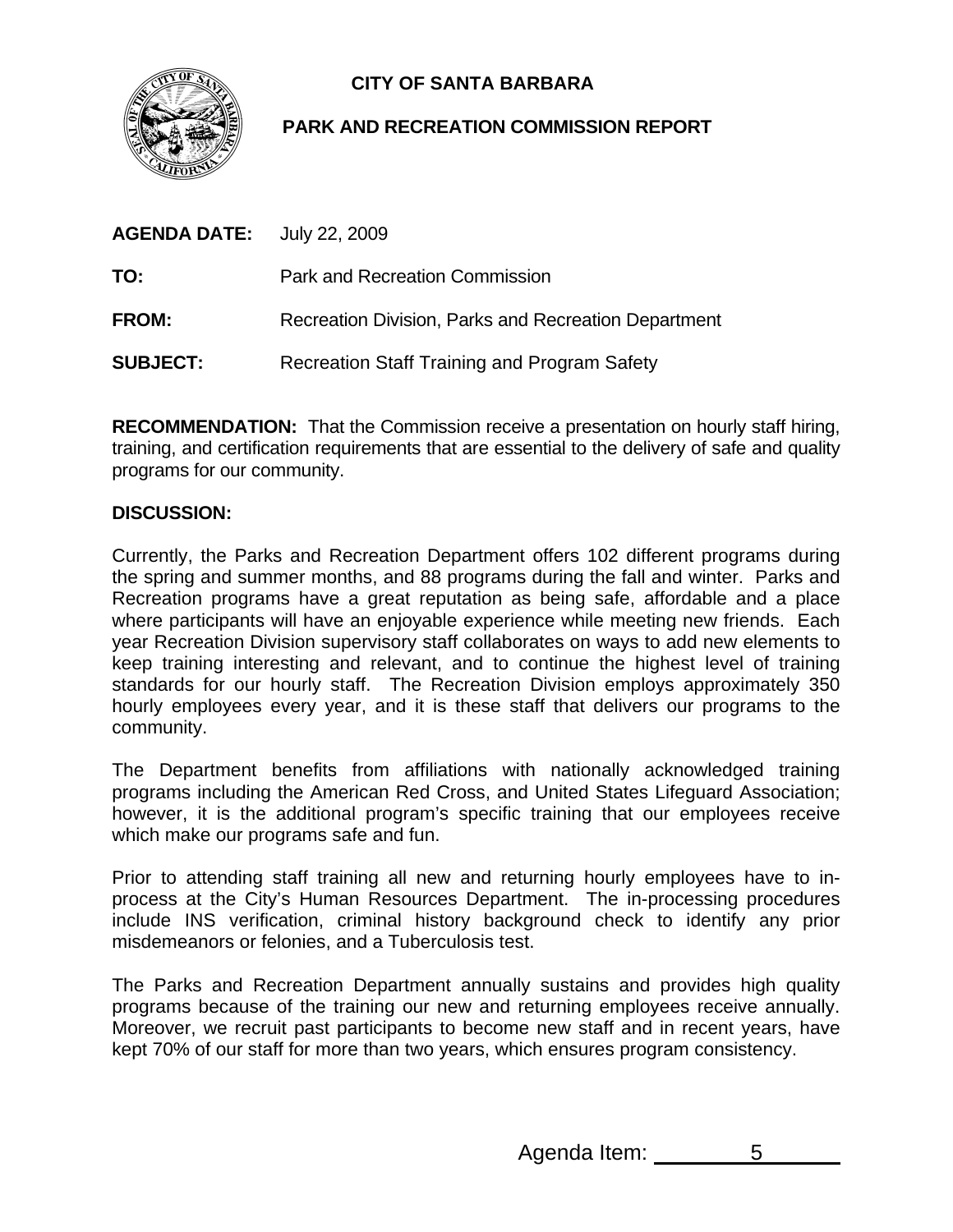# CITY OF SANTA BARBARA

## PARK AND RECREATION COMMISSION REPORT

**AGENDA DATE:** July 22, 2009

**TO:** Park and Recreation Commission

**FROM:** Recreation Division, Parks and Recreation Department

**SUBJECT:** Recreation Staff Training and Program Safety

**RECOMMENDATION:** That the Commission receive a presentation on hourly staff hiring, training, and certification requirements that are essential to the delivery of safe and quality programs for our community.

**DISCUSSION:**

Currently, the Parks and Recreation Department offers 102 different programs during the spring and summer months, and 88 programs during the fall and winter. Parks and Recreation programs have a great reputation as being safe, affordable and a place where participants will have an enjoyable experience while meeting new friends. Each year Recreation Division supervisory staff collaborates on ways to add new elements to keep training interesting and relevant, and to continue the highest level of training standards for our hourly staff. The Recreation Division employs approximately 350 hourly employees every year, and it is these staff that delivers our programs to the community.

The Department benefits from affiliations with nationally acknowledged training programs including the American Red Cross, and United States Lifeguard Association; however, it is the additional program's specific training that our employees receive which make our programs safe and fun.

Prior to attending staff training all new and returning hourly employees have to in-process at the City's Human Resources Department. The in-processing procedures include INS verification, criminal history background check to identify any prior misdemeanors or felonies, and a Tuberculosis test.

The Parks and Recreation Department annually sustains and provides high quality programs because of the training our new and returning employees receive annually. Moreover, we recruit past participants to become new staff and in recent years, have kept 70% of our staff for more than two years, which ensures program consistency.

Agenda Item: 5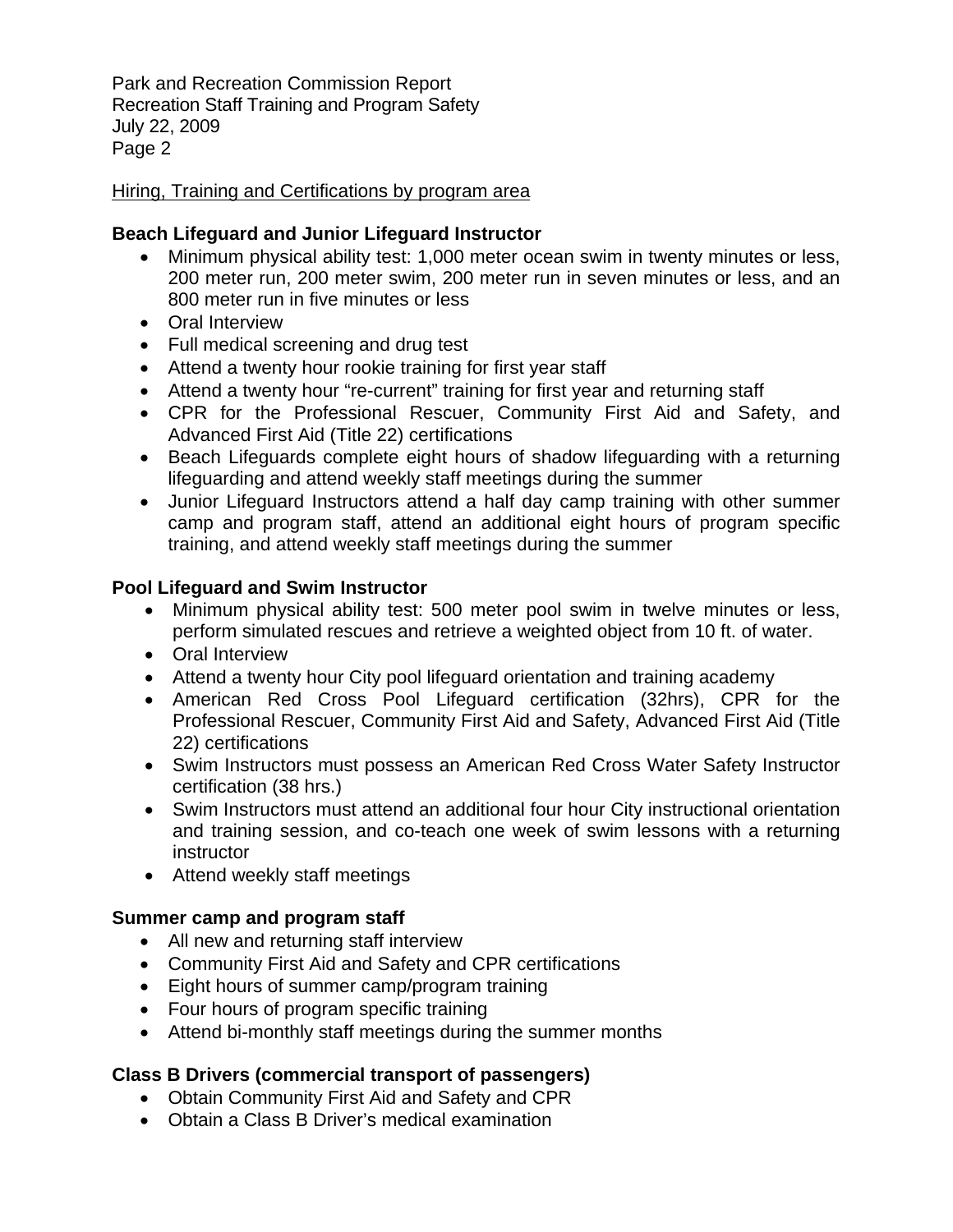Hiring, Training and Certifications by program area

**Beach Lifeguard and Junior Lifeguard Instructor**

- Minimum physical ability test: 1,000 meter ocean swim in twenty minutes or less, 200 meter run, 200 meter swim, 200 meter run in seven minutes or less, and an 800 meter run in five minutes or less
- Oral Interview
- Full medical screening and drug test
- Attend a twenty hour rookie training for first year staff
- Attend a twenty hour "re-current" training for first year and returning staff
- CPR for the Professional Rescuer, Community First Aid and Safety, and Advanced First Aid (Title 22) certifications
- Beach Lifeguards complete eight hours of shadow lifeguarding with a returning lifeguarding and attend weekly staff meetings during the summer
- Junior Lifeguard Instructors attend a half day camp training with other summer camp and program staff, attend an additional eight hours of program specific training, and attend weekly staff meetings during the summer

**Pool Lifeguard and Swim Instructor**

- Minimum physical ability test: 500 meter pool swim in twelve minutes or less, perform simulated rescues and retrieve a weighted object from 10 ft. of water.
- Oral Interview
- Attend a twenty hour City pool lifeguard orientation and training academy
- American Red Cross Pool Lifeguard certification (32hrs), CPR for the Professional Rescuer, Community First Aid and Safety, Advanced First Aid (Title 22) certifications
- Swim Instructors must possess an American Red Cross Water Safety Instructor certification (38 hrs.)
- Swim Instructors must attend an additional four hour City instructional orientation and training session, and co-teach one week of swim lessons with a returning instructor
- Attend weekly staff meetings

**Summer camp and program staff**

- All new and returning staff interview
- Community First Aid and Safety and CPR certifications
- Eight hours of summer camp/program training
- Four hours of program specific training
- Attend bi-monthly staff meetings during the summer months

**Class B Drivers (commercial transport of passengers)**

- Obtain Community First Aid and Safety and CPR
- Obtain a Class B Driver's medical examination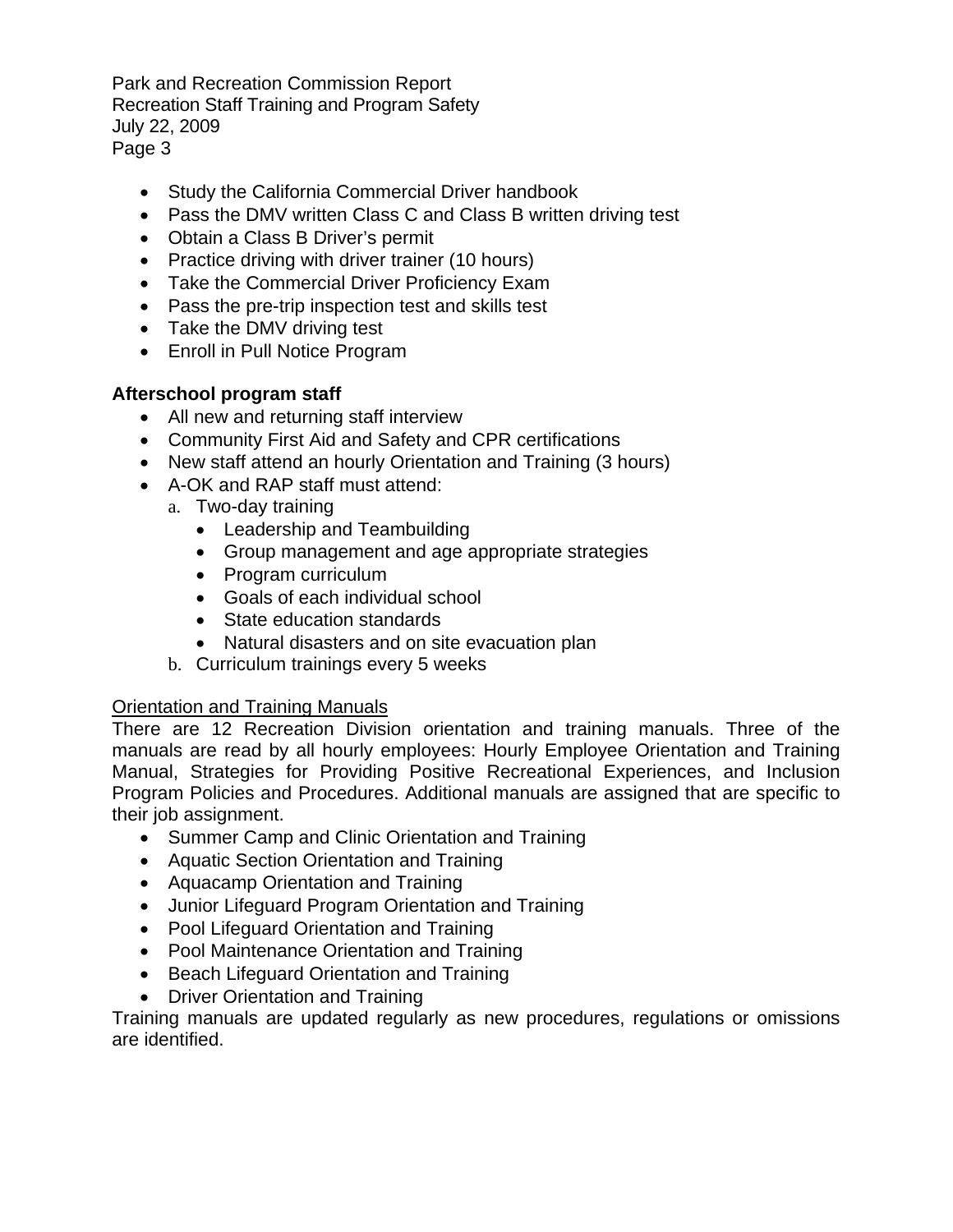- Study the California Commercial Driver handbook
- Pass the DMV written Class C and Class B written driving test
- Obtain a Class B Driver's permit
- Practice driving with driver trainer (10 hours)
- Take the Commercial Driver Proficiency Exam
- Pass the pre-trip inspection test and skills test
- Take the DMV driving test
- Enroll in Pull Notice Program

**Afterschool program staff**

- All new and returning staff interview
- Community First Aid and Safety and CPR certifications
- New staff attend an hourly Orientation and Training (3 hours)
- A-OK and RAP staff must attend:
  a. Two-day training
     - Leadership and Teambuilding
     - Group management and age appropriate strategies
     - Program curriculum
     - Goals of each individual school
     - State education standards
     - Natural disasters and on site evacuation plan
  b. Curriculum trainings every 5 weeks

<u>Orientation and Training Manuals</u>

There are 12 Recreation Division orientation and training manuals. Three of the manuals are read by all hourly employees: Hourly Employee Orientation and Training Manual, Strategies for Providing Positive Recreational Experiences, and Inclusion Program Policies and Procedures. Additional manuals are assigned that are specific to their job assignment.

- Summer Camp and Clinic Orientation and Training
- Aquatic Section Orientation and Training
- Aquacamp Orientation and Training
- Junior Lifeguard Program Orientation and Training
- Pool Lifeguard Orientation and Training
- Pool Maintenance Orientation and Training
- Beach Lifeguard Orientation and Training
- Driver Orientation and Training

Training manuals are updated regularly as new procedures, regulations or omissions are identified.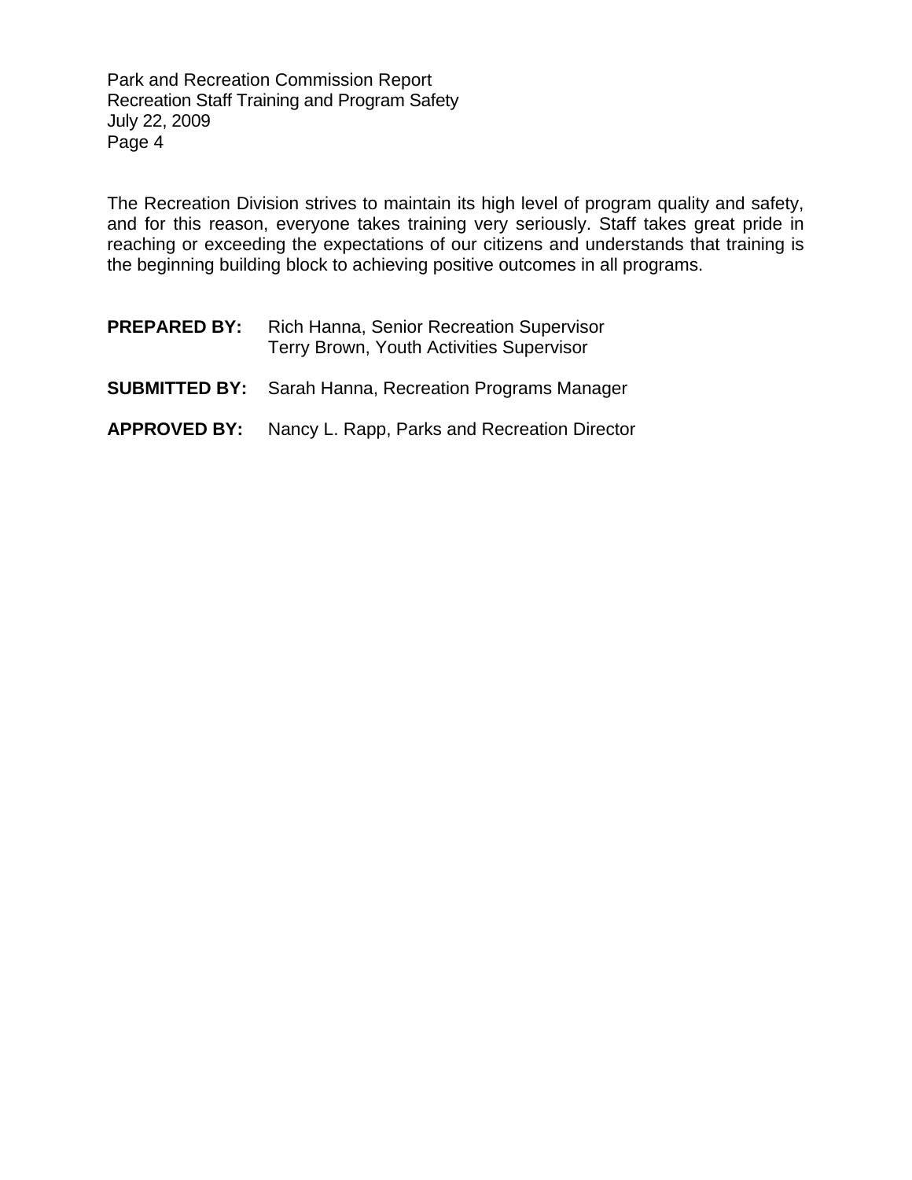The Recreation Division strives to maintain its high level of program quality and safety, and for this reason, everyone takes training very seriously. Staff takes great pride in reaching or exceeding the expectations of our citizens and understands that training is the beginning building block to achieving positive outcomes in all programs.

**PREPARED BY:** Rich Hanna, Senior Recreation Supervisor
Terry Brown, Youth Activities Supervisor

**SUBMITTED BY:** Sarah Hanna, Recreation Programs Manager

**APPROVED BY:** Nancy L. Rapp, Parks and Recreation Director